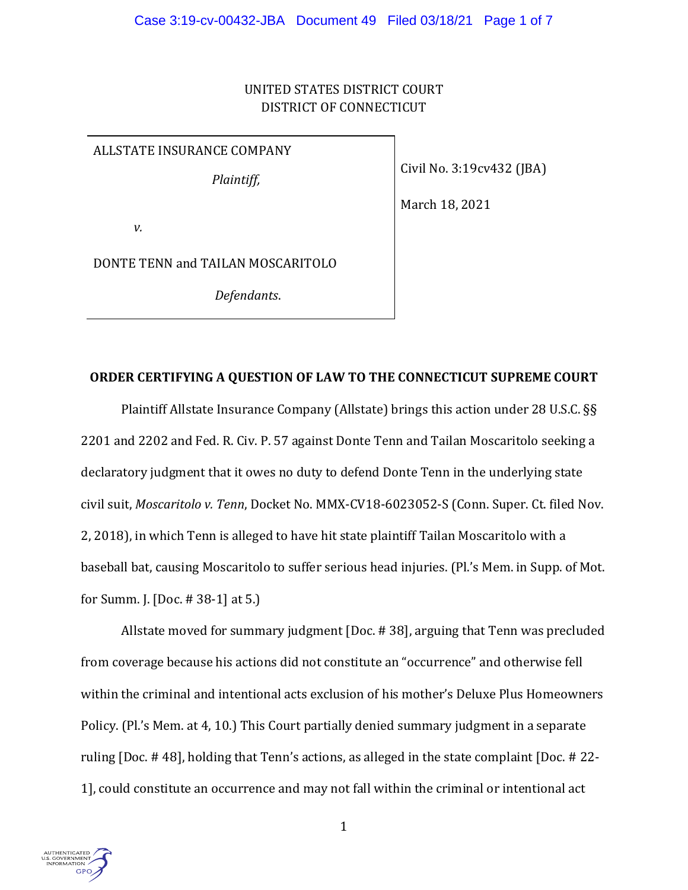UNITED STATES DISTRICT COURT
DISTRICT OF CONNECTICUT

| | |
|---|---|
| ALLSTATE INSURANCE COMPANY<br><br>*Plaintiff,*<br><br>*v.*<br><br>DONTE TENN and TAILAN MOSCARITOLO<br><br>*Defendants*. | Civil No. 3:19cv432 (JBA)<br><br>March 18, 2021 |

**ORDER CERTIFYING A QUESTION OF LAW TO THE CONNECTICUT SUPREME COURT**

Plaintiff Allstate Insurance Company (Allstate) brings this action under 28 U.S.C. §§ 2201 and 2202 and Fed. R. Civ. P. 57 against Donte Tenn and Tailan Moscaritolo seeking a declaratory judgment that it owes no duty to defend Donte Tenn in the underlying state civil suit, *Moscaritolo v. Tenn*, Docket No. MMX-CV18-6023052-S (Conn. Super. Ct. filed Nov. 2, 2018), in which Tenn is alleged to have hit state plaintiff Tailan Moscaritolo with a baseball bat, causing Moscaritolo to suffer serious head injuries. (Pl.'s Mem. in Supp. of Mot. for Summ. J. [Doc. # 38-1] at 5.)

Allstate moved for summary judgment [Doc. # 38], arguing that Tenn was precluded from coverage because his actions did not constitute an "occurrence" and otherwise fell within the criminal and intentional acts exclusion of his mother's Deluxe Plus Homeowners Policy. (Pl.'s Mem. at 4, 10.) This Court partially denied summary judgment in a separate ruling [Doc. # 48], holding that Tenn's actions, as alleged in the state complaint [Doc. # 22-1], could constitute an occurrence and may not fall within the criminal or intentional act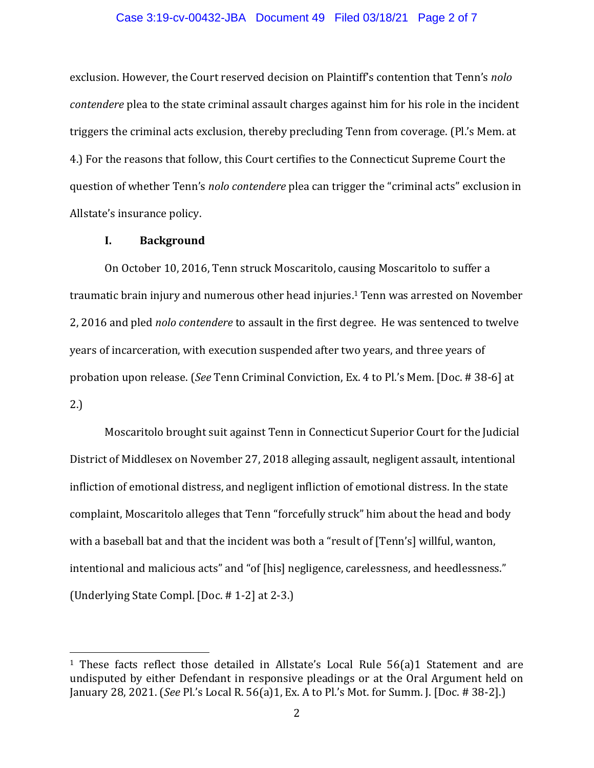exclusion. However, the Court reserved decision on Plaintiff's contention that Tenn's *nolo contendere* plea to the state criminal assault charges against him for his role in the incident triggers the criminal acts exclusion, thereby precluding Tenn from coverage. (Pl.'s Mem. at 4.) For the reasons that follow, this Court certifies to the Connecticut Supreme Court the question of whether Tenn's *nolo contendere* plea can trigger the "criminal acts" exclusion in Allstate's insurance policy.

## I. Background

On October 10, 2016, Tenn struck Moscaritolo, causing Moscaritolo to suffer a traumatic brain injury and numerous other head injuries.[1] Tenn was arrested on November 2, 2016 and pled *nolo contendere* to assault in the first degree. He was sentenced to twelve years of incarceration, with execution suspended after two years, and three years of probation upon release. (*See* Tenn Criminal Conviction, Ex. 4 to Pl.'s Mem. [Doc. # 38-6] at 2.)

Moscaritolo brought suit against Tenn in Connecticut Superior Court for the Judicial District of Middlesex on November 27, 2018 alleging assault, negligent assault, intentional infliction of emotional distress, and negligent infliction of emotional distress. In the state complaint, Moscaritolo alleges that Tenn "forcefully struck" him about the head and body with a baseball bat and that the incident was both a "result of [Tenn's] willful, wanton, intentional and malicious acts" and "of [his] negligence, carelessness, and heedlessness." (Underlying State Compl. [Doc. # 1-2] at 2-3.)

---

[1] These facts reflect those detailed in Allstate's Local Rule 56(a)1 Statement and are undisputed by either Defendant in responsive pleadings or at the Oral Argument held on January 28, 2021. (*See* Pl.'s Local R. 56(a)1, Ex. A to Pl.'s Mot. for Summ. J. [Doc. # 38-2].)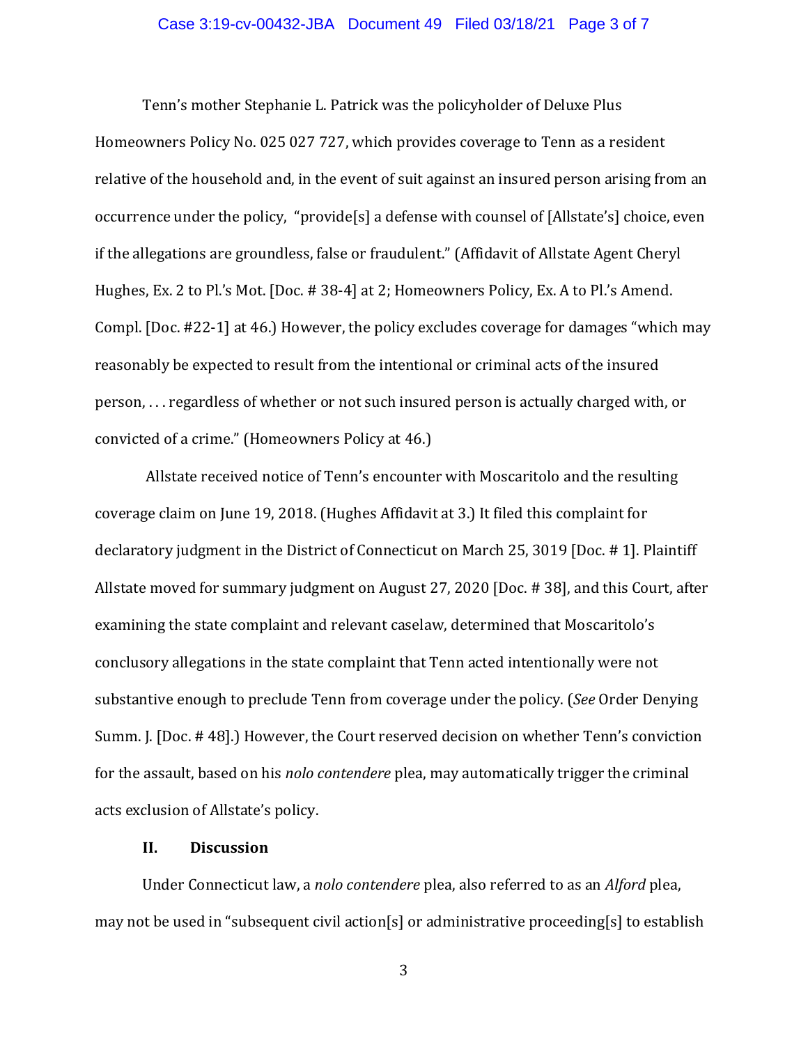Tenn's mother Stephanie L. Patrick was the policyholder of Deluxe Plus Homeowners Policy No. 025 027 727, which provides coverage to Tenn as a resident relative of the household and, in the event of suit against an insured person arising from an occurrence under the policy, "provide[s] a defense with counsel of [Allstate's] choice, even if the allegations are groundless, false or fraudulent." (Affidavit of Allstate Agent Cheryl Hughes, Ex. 2 to Pl.'s Mot. [Doc. # 38-4] at 2; Homeowners Policy, Ex. A to Pl.'s Amend. Compl. [Doc. #22-1] at 46.) However, the policy excludes coverage for damages "which may reasonably be expected to result from the intentional or criminal acts of the insured person, . . . regardless of whether or not such insured person is actually charged with, or convicted of a crime." (Homeowners Policy at 46.)

Allstate received notice of Tenn's encounter with Moscaritolo and the resulting coverage claim on June 19, 2018. (Hughes Affidavit at 3.) It filed this complaint for declaratory judgment in the District of Connecticut on March 25, 3019 [Doc. # 1]. Plaintiff Allstate moved for summary judgment on August 27, 2020 [Doc. # 38], and this Court, after examining the state complaint and relevant caselaw, determined that Moscaritolo's conclusory allegations in the state complaint that Tenn acted intentionally were not substantive enough to preclude Tenn from coverage under the policy. (*See* Order Denying Summ. J. [Doc. # 48].) However, the Court reserved decision on whether Tenn's conviction for the assault, based on his *nolo contendere* plea, may automatically trigger the criminal acts exclusion of Allstate's policy.

## II. Discussion

Under Connecticut law, a *nolo contendere* plea, also referred to as an *Alford* plea, may not be used in "subsequent civil action[s] or administrative proceeding[s] to establish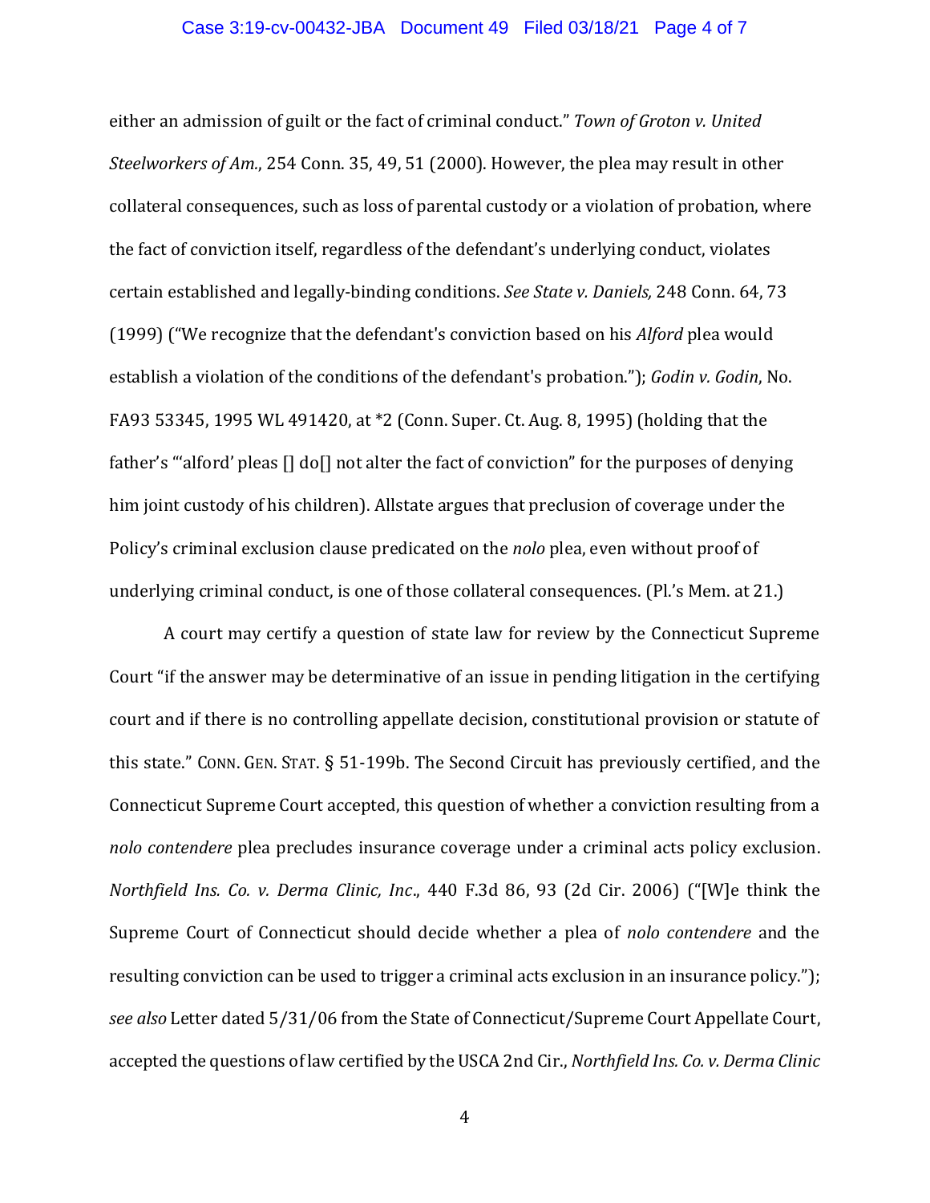either an admission of guilt or the fact of criminal conduct." *Town of Groton v. United Steelworkers of Am.*, 254 Conn. 35, 49, 51 (2000). However, the plea may result in other collateral consequences, such as loss of parental custody or a violation of probation, where the fact of conviction itself, regardless of the defendant's underlying conduct, violates certain established and legally-binding conditions. *See State v. Daniels,* 248 Conn. 64, 73 (1999) ("We recognize that the defendant's conviction based on his *Alford* plea would establish a violation of the conditions of the defendant's probation."); *Godin v. Godin*, No. FA93 53345, 1995 WL 491420, at *2 (Conn. Super. Ct. Aug. 8, 1995) (holding that the father's "'alford' pleas [] do[] not alter the fact of conviction" for the purposes of denying him joint custody of his children). Allstate argues that preclusion of coverage under the Policy's criminal exclusion clause predicated on the *nolo* plea, even without proof of underlying criminal conduct, is one of those collateral consequences. (Pl.'s Mem. at 21.)

A court may certify a question of state law for review by the Connecticut Supreme Court "if the answer may be determinative of an issue in pending litigation in the certifying court and if there is no controlling appellate decision, constitutional provision or statute of this state." CONN. GEN. STAT. § 51-199b. The Second Circuit has previously certified, and the Connecticut Supreme Court accepted, this question of whether a conviction resulting from a *nolo contendere* plea precludes insurance coverage under a criminal acts policy exclusion. *Northfield Ins. Co. v. Derma Clinic, Inc*., 440 F.3d 86, 93 (2d Cir. 2006) ("[W]e think the Supreme Court of Connecticut should decide whether a plea of *nolo contendere* and the resulting conviction can be used to trigger a criminal acts exclusion in an insurance policy."); *see also* Letter dated 5/31/06 from the State of Connecticut/Supreme Court Appellate Court, accepted the questions of law certified by the USCA 2nd Cir., *Northfield Ins. Co. v. Derma Clinic*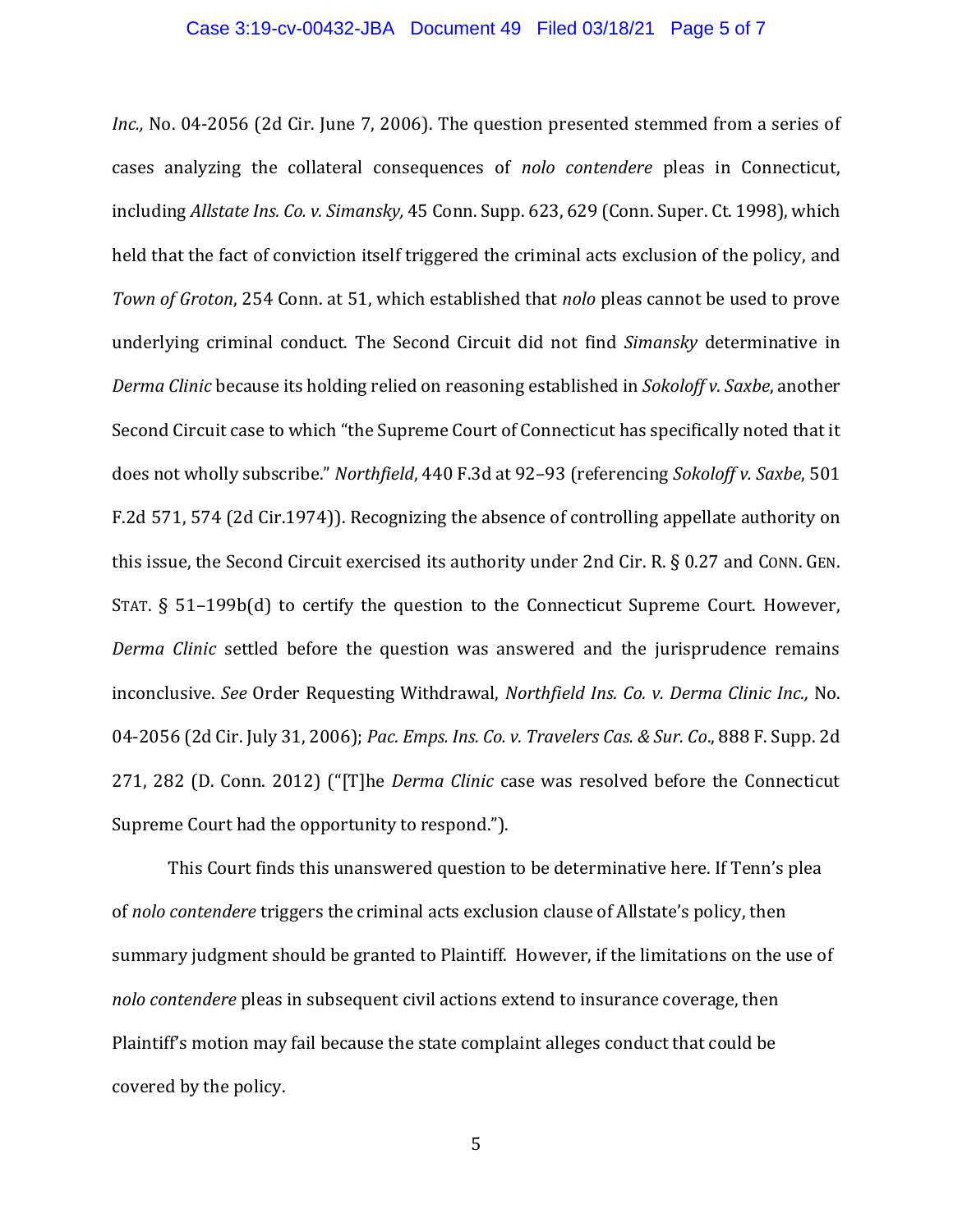*Inc.,* No. 04-2056 (2d Cir. June 7, 2006). The question presented stemmed from a series of cases analyzing the collateral consequences of *nolo contendere* pleas in Connecticut, including *Allstate Ins. Co. v. Simansky,* 45 Conn. Supp. 623, 629 (Conn. Super. Ct. 1998), which held that the fact of conviction itself triggered the criminal acts exclusion of the policy, and *Town of Groton*, 254 Conn. at 51, which established that *nolo* pleas cannot be used to prove underlying criminal conduct. The Second Circuit did not find *Simansky* determinative in *Derma Clinic* because its holding relied on reasoning established in *Sokoloff v. Saxbe*, another Second Circuit case to which "the Supreme Court of Connecticut has specifically noted that it does not wholly subscribe." *Northfield*, 440 F.3d at 92–93 (referencing *Sokoloff v. Saxbe*, 501 F.2d 571, 574 (2d Cir.1974)). Recognizing the absence of controlling appellate authority on this issue, the Second Circuit exercised its authority under 2nd Cir. R. § 0.27 and CONN. GEN. STAT. § 51–199b(d) to certify the question to the Connecticut Supreme Court. However, *Derma Clinic* settled before the question was answered and the jurisprudence remains inconclusive. *See* Order Requesting Withdrawal, *Northfield Ins. Co. v. Derma Clinic Inc.,* No. 04-2056 (2d Cir. July 31, 2006); *Pac. Emps. Ins. Co. v. Travelers Cas. & Sur. Co*., 888 F. Supp. 2d 271, 282 (D. Conn. 2012) ("[T]he *Derma Clinic* case was resolved before the Connecticut Supreme Court had the opportunity to respond.").

This Court finds this unanswered question to be determinative here. If Tenn's plea of *nolo contendere* triggers the criminal acts exclusion clause of Allstate's policy, then summary judgment should be granted to Plaintiff. However, if the limitations on the use of *nolo contendere* pleas in subsequent civil actions extend to insurance coverage, then Plaintiff's motion may fail because the state complaint alleges conduct that could be covered by the policy.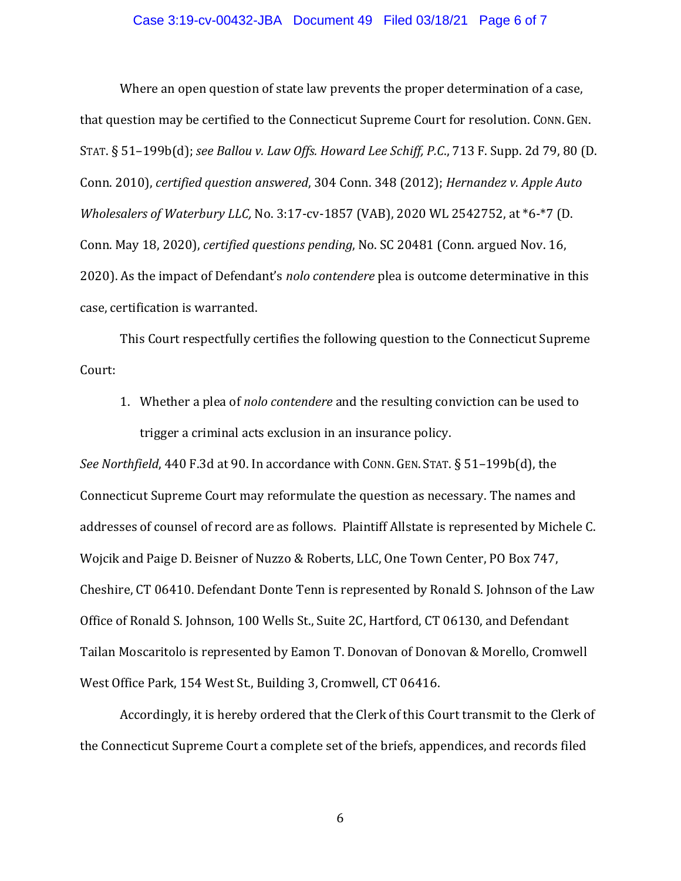Where an open question of state law prevents the proper determination of a case, that question may be certified to the Connecticut Supreme Court for resolution. CONN. GEN. STAT. § 51–199b(d); *see Ballou v. Law Offs. Howard Lee Schiff, P.C.*, 713 F. Supp. 2d 79, 80 (D. Conn. 2010), *certified question answered*, 304 Conn. 348 (2012); *Hernandez v. Apple Auto Wholesalers of Waterbury LLC,* No. 3:17-cv-1857 (VAB), 2020 WL 2542752, at *6-*7 (D. Conn. May 18, 2020), *certified questions pending*, No. SC 20481 (Conn. argued Nov. 16, 2020). As the impact of Defendant's *nolo contendere* plea is outcome determinative in this case, certification is warranted.

This Court respectfully certifies the following question to the Connecticut Supreme Court:

1. Whether a plea of *nolo contendere* and the resulting conviction can be used to trigger a criminal acts exclusion in an insurance policy.

*See Northfield*, 440 F.3d at 90. In accordance with CONN. GEN. STAT. § 51–199b(d), the Connecticut Supreme Court may reformulate the question as necessary. The names and addresses of counsel of record are as follows. Plaintiff Allstate is represented by Michele C. Wojcik and Paige D. Beisner of Nuzzo & Roberts, LLC, One Town Center, PO Box 747, Cheshire, CT 06410. Defendant Donte Tenn is represented by Ronald S. Johnson of the Law Office of Ronald S. Johnson, 100 Wells St., Suite 2C, Hartford, CT 06130, and Defendant Tailan Moscaritolo is represented by Eamon T. Donovan of Donovan & Morello, Cromwell West Office Park, 154 West St., Building 3, Cromwell, CT 06416.

Accordingly, it is hereby ordered that the Clerk of this Court transmit to the Clerk of the Connecticut Supreme Court a complete set of the briefs, appendices, and records filed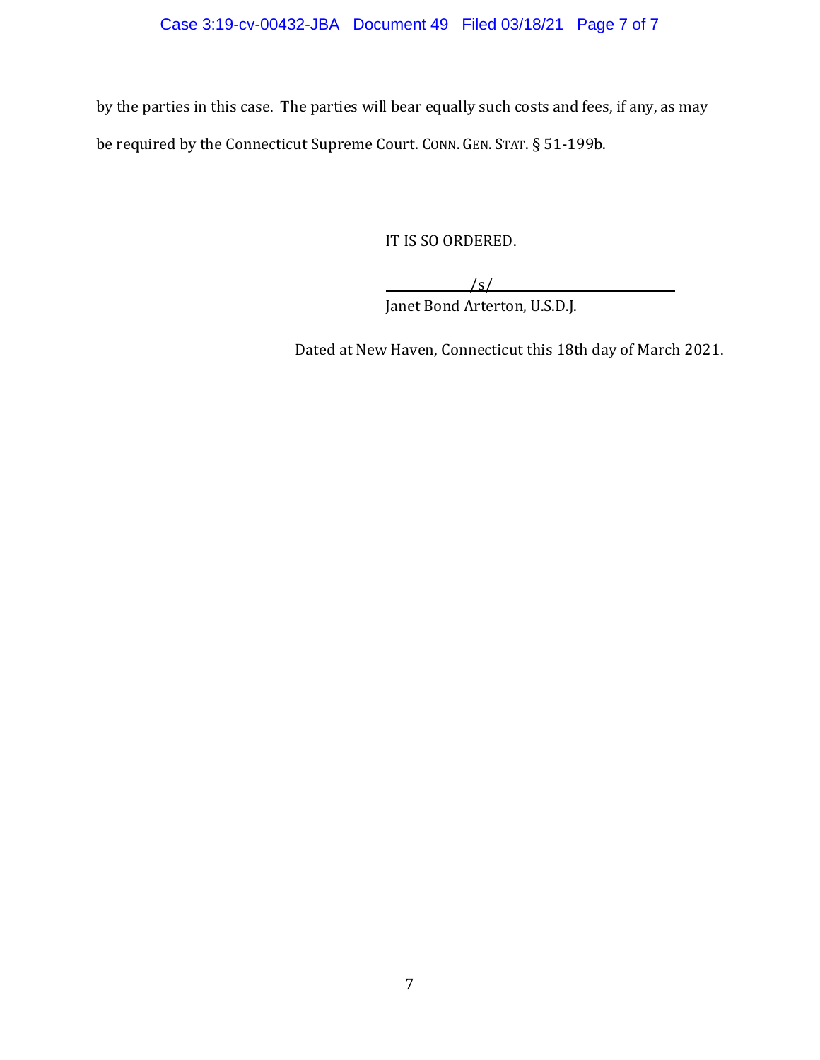by the parties in this case. The parties will bear equally such costs and fees, if any, as may be required by the Connecticut Supreme Court. CONN. GEN. STAT. § 51-199b.

IT IS SO ORDERED.

/s/

Janet Bond Arterton, U.S.D.J.

Dated at New Haven, Connecticut this 18th day of March 2021.